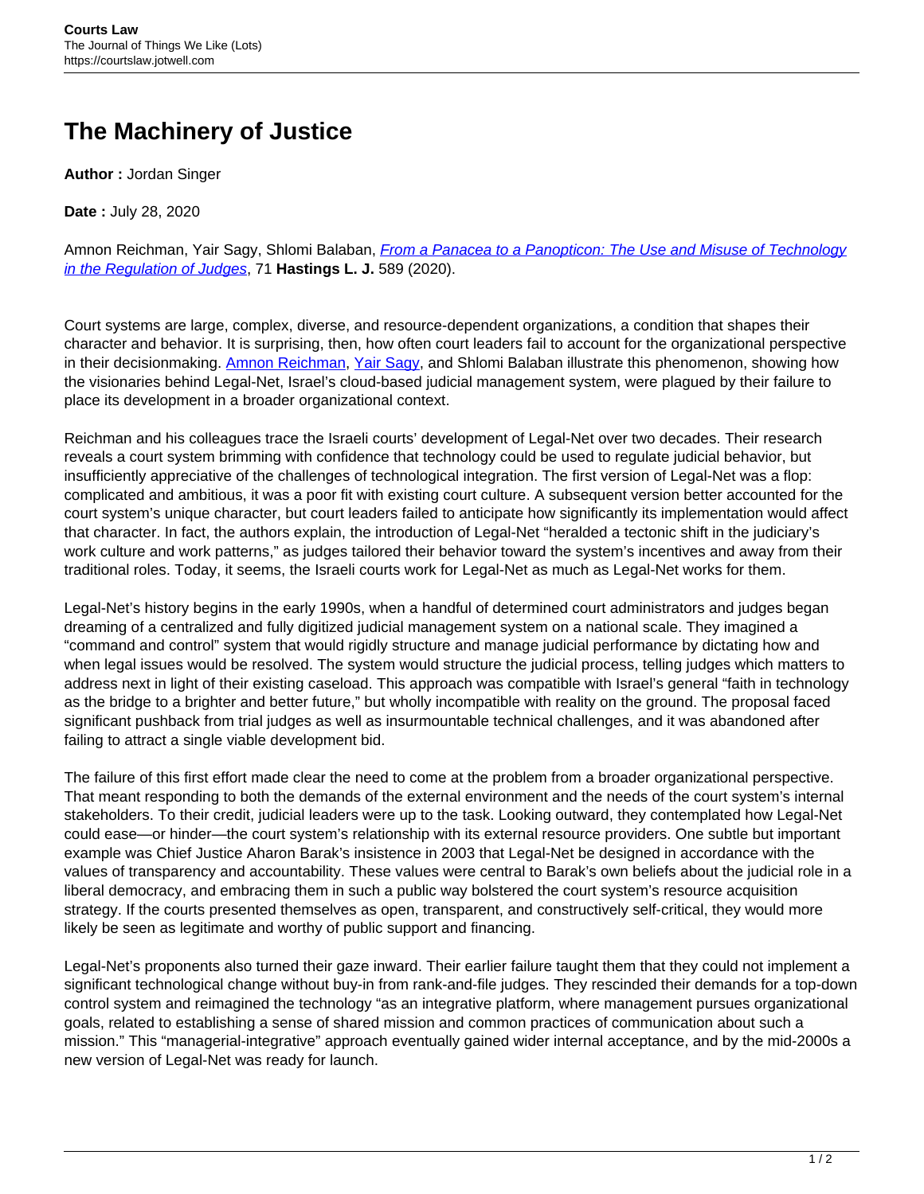# The Machinery of Justice

**Author :** Jordan Singer

**Date :** July 28, 2020

Amnon Reichman, Yair Sagy, Shlomi Balaban, *From a Panacea to a Panopticon: The Use and Misuse of Technology in the Regulation of Judges*, 71 **Hastings L. J.** 589 (2020).

Court systems are large, complex, diverse, and resource-dependent organizations, a condition that shapes their character and behavior. It is surprising, then, how often court leaders fail to account for the organizational perspective in their decisionmaking. Amnon Reichman, Yair Sagy, and Shlomi Balaban illustrate this phenomenon, showing how the visionaries behind Legal-Net, Israel's cloud-based judicial management system, were plagued by their failure to place its development in a broader organizational context.

Reichman and his colleagues trace the Israeli courts' development of Legal-Net over two decades. Their research reveals a court system brimming with confidence that technology could be used to regulate judicial behavior, but insufficiently appreciative of the challenges of technological integration. The first version of Legal-Net was a flop: complicated and ambitious, it was a poor fit with existing court culture. A subsequent version better accounted for the court system's unique character, but court leaders failed to anticipate how significantly its implementation would affect that character. In fact, the authors explain, the introduction of Legal-Net "heralded a tectonic shift in the judiciary's work culture and work patterns," as judges tailored their behavior toward the system's incentives and away from their traditional roles. Today, it seems, the Israeli courts work for Legal-Net as much as Legal-Net works for them.

Legal-Net's history begins in the early 1990s, when a handful of determined court administrators and judges began dreaming of a centralized and fully digitized judicial management system on a national scale. They imagined a "command and control" system that would rigidly structure and manage judicial performance by dictating how and when legal issues would be resolved. The system would structure the judicial process, telling judges which matters to address next in light of their existing caseload. This approach was compatible with Israel's general "faith in technology as the bridge to a brighter and better future," but wholly incompatible with reality on the ground. The proposal faced significant pushback from trial judges as well as insurmountable technical challenges, and it was abandoned after failing to attract a single viable development bid.

The failure of this first effort made clear the need to come at the problem from a broader organizational perspective. That meant responding to both the demands of the external environment and the needs of the court system's internal stakeholders. To their credit, judicial leaders were up to the task. Looking outward, they contemplated how Legal-Net could ease—or hinder—the court system's relationship with its external resource providers. One subtle but important example was Chief Justice Aharon Barak's insistence in 2003 that Legal-Net be designed in accordance with the values of transparency and accountability. These values were central to Barak's own beliefs about the judicial role in a liberal democracy, and embracing them in such a public way bolstered the court system's resource acquisition strategy. If the courts presented themselves as open, transparent, and constructively self-critical, they would more likely be seen as legitimate and worthy of public support and financing.

Legal-Net's proponents also turned their gaze inward. Their earlier failure taught them that they could not implement a significant technological change without buy-in from rank-and-file judges. They rescinded their demands for a top-down control system and reimagined the technology "as an integrative platform, where management pursues organizational goals, related to establishing a sense of shared mission and common practices of communication about such a mission." This "managerial-integrative" approach eventually gained wider internal acceptance, and by the mid-2000s a new version of Legal-Net was ready for launch.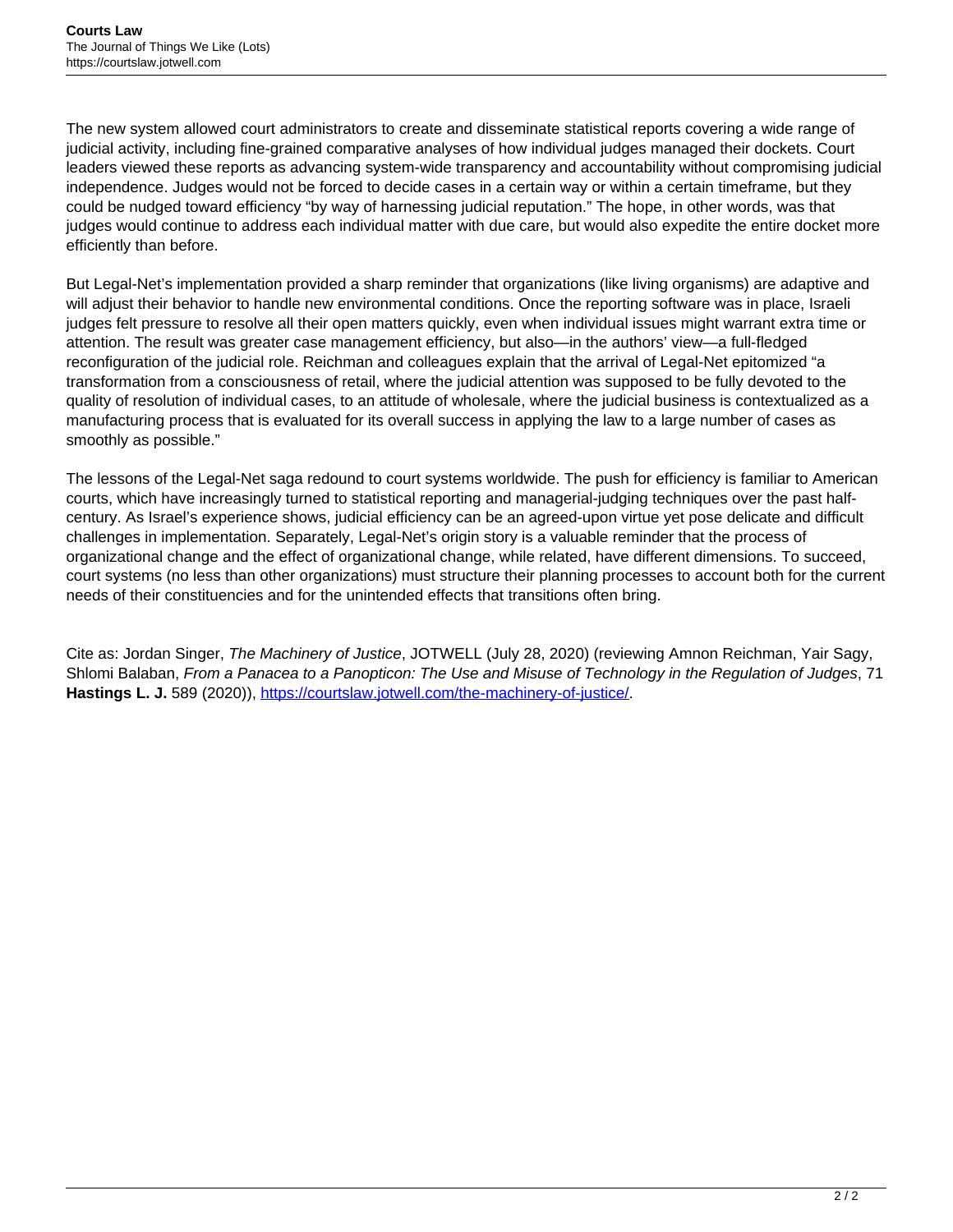The new system allowed court administrators to create and disseminate statistical reports covering a wide range of judicial activity, including fine-grained comparative analyses of how individual judges managed their dockets. Court leaders viewed these reports as advancing system-wide transparency and accountability without compromising judicial independence. Judges would not be forced to decide cases in a certain way or within a certain timeframe, but they could be nudged toward efficiency "by way of harnessing judicial reputation." The hope, in other words, was that judges would continue to address each individual matter with due care, but would also expedite the entire docket more efficiently than before.

But Legal-Net's implementation provided a sharp reminder that organizations (like living organisms) are adaptive and will adjust their behavior to handle new environmental conditions. Once the reporting software was in place, Israeli judges felt pressure to resolve all their open matters quickly, even when individual issues might warrant extra time or attention. The result was greater case management efficiency, but also—in the authors' view—a full-fledged reconfiguration of the judicial role. Reichman and colleagues explain that the arrival of Legal-Net epitomized "a transformation from a consciousness of retail, where the judicial attention was supposed to be fully devoted to the quality of resolution of individual cases, to an attitude of wholesale, where the judicial business is contextualized as a manufacturing process that is evaluated for its overall success in applying the law to a large number of cases as smoothly as possible."

The lessons of the Legal-Net saga redound to court systems worldwide. The push for efficiency is familiar to American courts, which have increasingly turned to statistical reporting and managerial-judging techniques over the past half-century. As Israel's experience shows, judicial efficiency can be an agreed-upon virtue yet pose delicate and difficult challenges in implementation. Separately, Legal-Net's origin story is a valuable reminder that the process of organizational change and the effect of organizational change, while related, have different dimensions. To succeed, court systems (no less than other organizations) must structure their planning processes to account both for the current needs of their constituencies and for the unintended effects that transitions often bring.

Cite as: Jordan Singer, *The Machinery of Justice*, JOTWELL (July 28, 2020) (reviewing Amnon Reichman, Yair Sagy, Shlomi Balaban, *From a Panacea to a Panopticon: The Use and Misuse of Technology in the Regulation of Judges*, 71 **Hastings L. J.** 589 (2020)), https://courtslaw.jotwell.com/the-machinery-of-justice/.